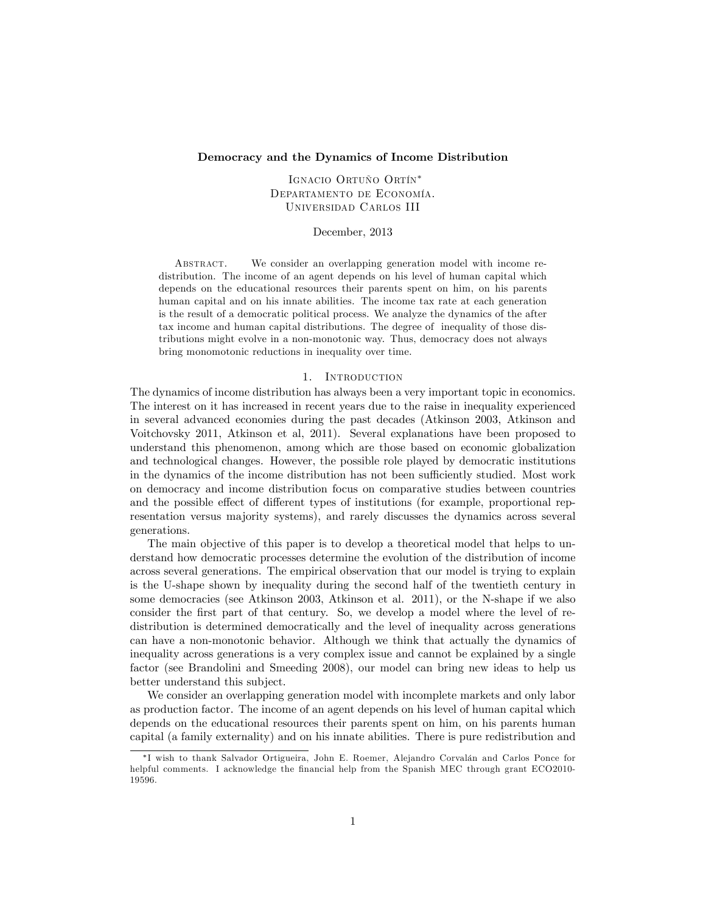# Democracy and the Dynamics of Income Distribution

Ignacio Ortuño Ortín*
Departamento de Economía.
Universidad Carlos III

December, 2013

Abstract. We consider an overlapping generation model with income redistribution. The income of an agent depends on his level of human capital which depends on the educational resources their parents spent on him, on his parents human capital and on his innate abilities. The income tax rate at each generation is the result of a democratic political process. We analyze the dynamics of the after tax income and human capital distributions. The degree of inequality of those distributions might evolve in a non-monotonic way. Thus, democracy does not always bring monomotonic reductions in inequality over time.

## 1. Introduction

The dynamics of income distribution has always been a very important topic in economics. The interest on it has increased in recent years due to the raise in inequality experienced in several advanced economies during the past decades (Atkinson 2003, Atkinson and Voitchovsky 2011, Atkinson et al, 2011). Several explanations have been proposed to understand this phenomenon, among which are those based on economic globalization and technological changes. However, the possible role played by democratic institutions in the dynamics of the income distribution has not been sufficiently studied. Most work on democracy and income distribution focus on comparative studies between countries and the possible effect of different types of institutions (for example, proportional representation versus majority systems), and rarely discusses the dynamics across several generations.

The main objective of this paper is to develop a theoretical model that helps to understand how democratic processes determine the evolution of the distribution of income across several generations. The empirical observation that our model is trying to explain is the U-shape shown by inequality during the second half of the twentieth century in some democracies (see Atkinson 2003, Atkinson et al. 2011), or the N-shape if we also consider the first part of that century. So, we develop a model where the level of redistribution is determined democratically and the level of inequality across generations can have a non-monotonic behavior. Although we think that actually the dynamics of inequality across generations is a very complex issue and cannot be explained by a single factor (see Brandolini and Smeeding 2008), our model can bring new ideas to help us better understand this subject.

We consider an overlapping generation model with incomplete markets and only labor as production factor. The income of an agent depends on his level of human capital which depends on the educational resources their parents spent on him, on his parents human capital (a family externality) and on his innate abilities. There is pure redistribution and

*I wish to thank Salvador Ortigueira, John E. Roemer, Alejandro Corvalán and Carlos Ponce for helpful comments. I acknowledge the financial help from the Spanish MEC through grant ECO2010-19596.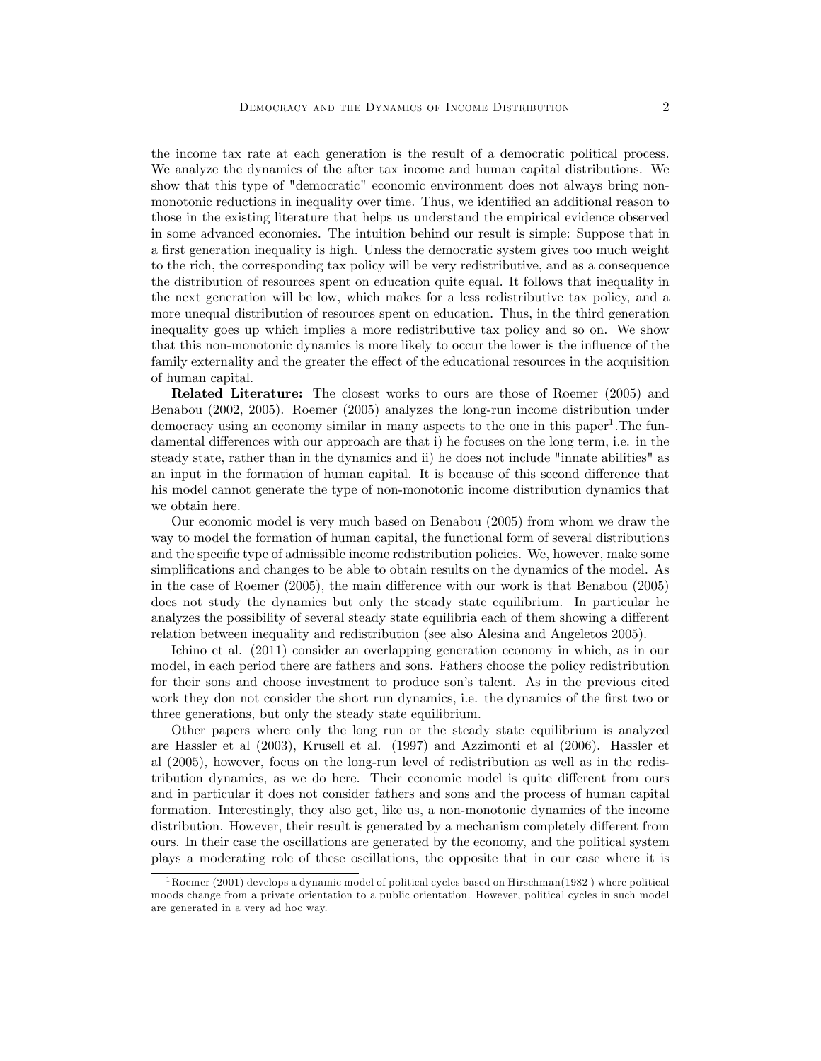the income tax rate at each generation is the result of a democratic political process. We analyze the dynamics of the after tax income and human capital distributions. We show that this type of "democratic" economic environment does not always bring non-monotonic reductions in inequality over time. Thus, we identified an additional reason to those in the existing literature that helps us understand the empirical evidence observed in some advanced economies. The intuition behind our result is simple: Suppose that in a first generation inequality is high. Unless the democratic system gives too much weight to the rich, the corresponding tax policy will be very redistributive, and as a consequence the distribution of resources spent on education quite equal. It follows that inequality in the next generation will be low, which makes for a less redistributive tax policy, and a more unequal distribution of resources spent on education. Thus, in the third generation inequality goes up which implies a more redistributive tax policy and so on. We show that this non-monotonic dynamics is more likely to occur the lower is the influence of the family externality and the greater the effect of the educational resources in the acquisition of human capital.

**Related Literature:** The closest works to ours are those of Roemer (2005) and Benabou (2002, 2005). Roemer (2005) analyzes the long-run income distribution under democracy using an economy similar in many aspects to the one in this paper[1].The fundamental differences with our approach are that i) he focuses on the long term, i.e. in the steady state, rather than in the dynamics and ii) he does not include "innate abilities" as an input in the formation of human capital. It is because of this second difference that his model cannot generate the type of non-monotonic income distribution dynamics that we obtain here.

Our economic model is very much based on Benabou (2005) from whom we draw the way to model the formation of human capital, the functional form of several distributions and the specific type of admissible income redistribution policies. We, however, make some simplifications and changes to be able to obtain results on the dynamics of the model. As in the case of Roemer (2005), the main difference with our work is that Benabou (2005) does not study the dynamics but only the steady state equilibrium. In particular he analyzes the possibility of several steady state equilibria each of them showing a different relation between inequality and redistribution (see also Alesina and Angeletos 2005).

Ichino et al. (2011) consider an overlapping generation economy in which, as in our model, in each period there are fathers and sons. Fathers choose the policy redistribution for their sons and choose investment to produce son's talent. As in the previous cited work they don not consider the short run dynamics, i.e. the dynamics of the first two or three generations, but only the steady state equilibrium.

Other papers where only the long run or the steady state equilibrium is analyzed are Hassler et al (2003), Krusell et al. (1997) and Azzimonti et al (2006). Hassler et al (2005), however, focus on the long-run level of redistribution as well as in the redistribution dynamics, as we do here. Their economic model is quite different from ours and in particular it does not consider fathers and sons and the process of human capital formation. Interestingly, they also get, like us, a non-monotonic dynamics of the income distribution. However, their result is generated by a mechanism completely different from ours. In their case the oscillations are generated by the economy, and the political system plays a moderating role of these oscillations, the opposite that in our case where it is

[1] Roemer (2001) develops a dynamic model of political cycles based on Hirschman(1982 ) where political moods change from a private orientation to a public orientation. However, political cycles in such model are generated in a very ad hoc way.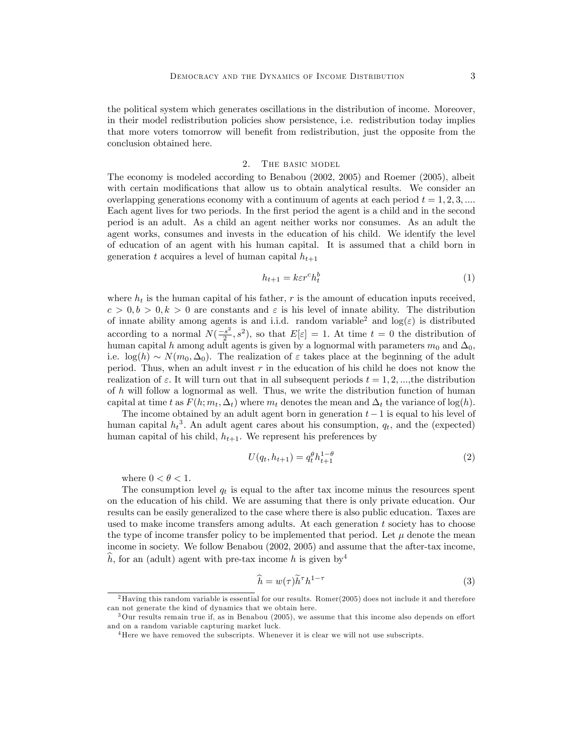the political system which generates oscillations in the distribution of income. Moreover, in their model redistribution policies show persistence, i.e. redistribution today implies that more voters tomorrow will benefit from redistribution, just the opposite from the conclusion obtained here.

## 2. The basic model

The economy is modeled according to Benabou (2002, 2005) and Roemer (2005), albeit with certain modifications that allow us to obtain analytical results. We consider an overlapping generations economy with a continuum of agents at each period $t = 1, 2, 3, \ldots$. Each agent lives for two periods. In the first period the agent is a child and in the second period is an adult. As a child an agent neither works nor consumes. As an adult the agent works, consumes and invests in the education of his child. We identify the level of education of an agent with his human capital. It is assumed that a child born in generation $t$ acquires a level of human capital $h_{t+1}$

$$h_{t+1} = k\varepsilon r^c h_t^b \tag{1}$$

where $h_t$ is the human capital of his father, $r$ is the amount of education inputs received, $c > 0, b > 0, k > 0$ are constants and $\varepsilon$ is his level of innate ability. The distribution of innate ability among agents is and i.i.d. random variable[2] and $\log(\varepsilon)$ is distributed according to a normal $N(\frac{-s^2}{2}, s^2)$, so that $E[\varepsilon] = 1$. At time $t = 0$ the distribution of human capital $h$ among adult agents is given by a lognormal with parameters $m_0$ and $\Delta_0$, i.e. $\log(h) \sim N(m_0, \Delta_0)$. The realization of $\varepsilon$ takes place at the beginning of the adult period. Thus, when an adult invest $r$ in the education of his child he does not know the realization of $\varepsilon$. It will turn out that in all subsequent periods $t = 1, 2, \ldots$, the distribution of $h$ will follow a lognormal as well. Thus, we write the distribution function of human capital at time $t$ as $F(h; m_t, \Delta_t)$ where $m_t$ denotes the mean and $\Delta_t$ the variance of $\log(h)$.

The income obtained by an adult agent born in generation $t-1$ is equal to his level of human capital $h_t$[3]. An adult agent cares about his consumption, $q_t$, and the (expected) human capital of his child, $h_{t+1}$. We represent his preferences by

$$U(q_t, h_{t+1}) = q_t^\theta h_{t+1}^{1-\theta} \tag{2}$$

where $0 < \theta < 1$.

The consumption level $q_t$ is equal to the after tax income minus the resources spent on the education of his child. We are assuming that there is only private education. Our results can be easily generalized to the case where there is also public education. Taxes are used to make income transfers among adults. At each generation $t$ society has to choose the type of income transfer policy to be implemented that period. Let $\mu$ denote the mean income in society. We follow Benabou (2002, 2005) and assume that the after-tax income, $\widehat{h}$, for an (adult) agent with pre-tax income $h$ is given by[4]

$$\widehat{h} = w(\tau)\widetilde{h}^\tau h^{1-\tau} \tag{3}$$

[2] Having this random variable is essential for our results. Romer(2005) does not include it and therefore can not generate the kind of dynamics that we obtain here.

[3] Our results remain true if, as in Benabou (2005), we assume that this income also depends on effort and on a random variable capturing market luck.

[4] Here we have removed the subscripts. Whenever it is clear we will not use subscripts.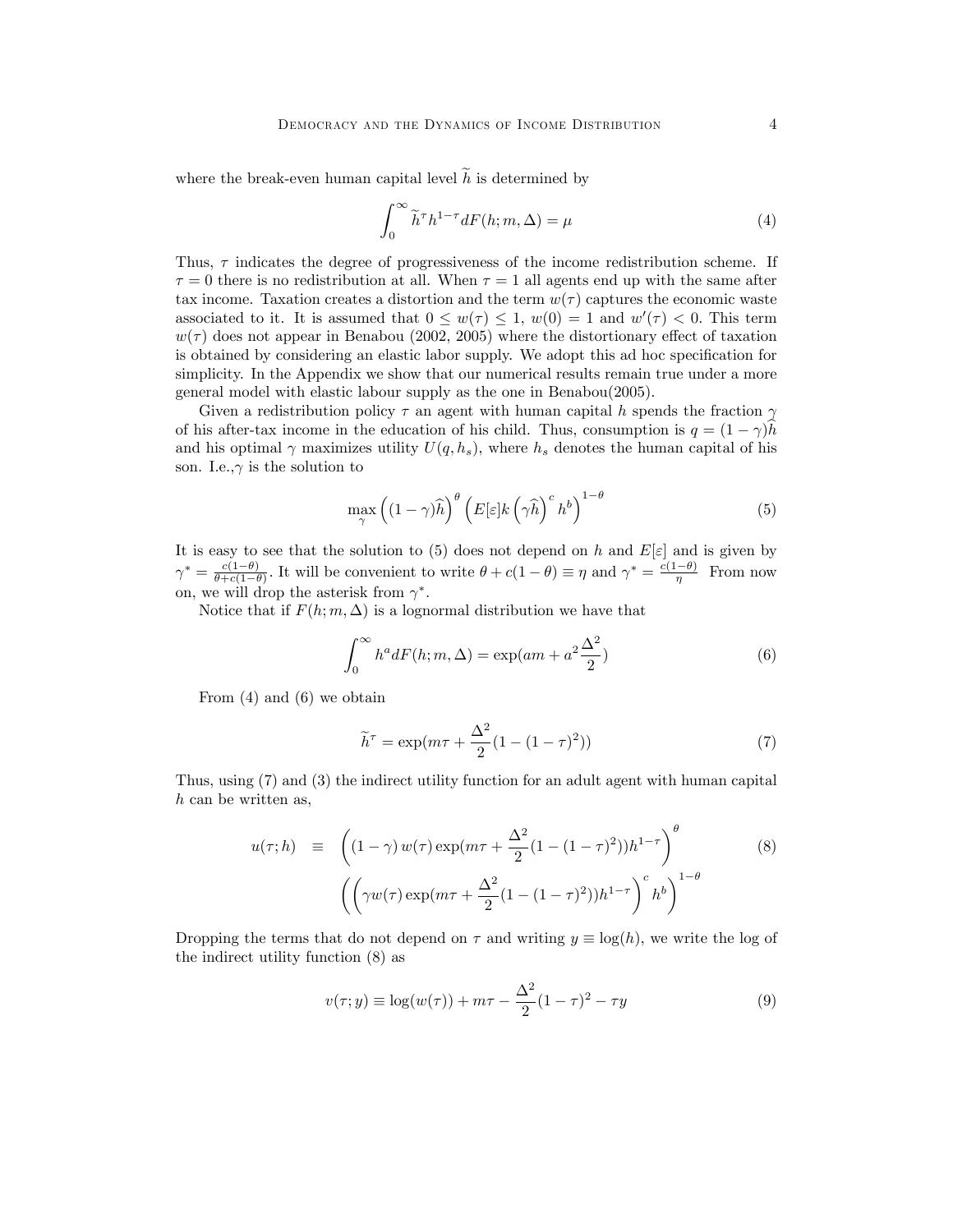where the break-even human capital level $\widetilde{h}$ is determined by

$$\int_0^\infty \widetilde{h}^\tau h^{1-\tau} dF(h; m, \Delta) = \mu \tag{4}$$

Thus, $\tau$ indicates the degree of progressiveness of the income redistribution scheme. If $\tau = 0$ there is no redistribution at all. When $\tau = 1$ all agents end up with the same after tax income. Taxation creates a distortion and the term $w(\tau)$ captures the economic waste associated to it. It is assumed that $0 \leq w(\tau) \leq 1$, $w(0) = 1$ and $w'(\tau) < 0$. This term $w(\tau)$ does not appear in Benabou (2002, 2005) where the distortionary effect of taxation is obtained by considering an elastic labor supply. We adopt this ad hoc specification for simplicity. In the Appendix we show that our numerical results remain true under a more general model with elastic labour supply as the one in Benabou(2005).

Given a redistribution policy $\tau$ an agent with human capital $h$ spends the fraction $\gamma$ of his after-tax income in the education of his child. Thus, consumption is $q = (1-\gamma)\widehat{h}$ and his optimal $\gamma$ maximizes utility $U(q, h_s)$, where $h_s$ denotes the human capital of his son. I.e.,$\gamma$ is the solution to

$$\max_\gamma \left((1-\gamma)\widehat{h}\right)^\theta \left(E[\varepsilon] k \left(\gamma \widehat{h}\right)^c h^b\right)^{1-\theta} \tag{5}$$

It is easy to see that the solution to (5) does not depend on $h$ and $E[\varepsilon]$ and is given by $\gamma^* = \frac{c(1-\theta)}{\theta + c(1-\theta)}$. It will be convenient to write $\theta + c(1-\theta) \equiv \eta$ and $\gamma^* = \frac{c(1-\theta)}{\eta}$ From now on, we will drop the asterisk from $\gamma^*$.

Notice that if $F(h; m, \Delta)$ is a lognormal distribution we have that

$$\int_0^\infty h^a dF(h; m, \Delta) = \exp(am + a^2 \frac{\Delta^2}{2}) \tag{6}$$

From (4) and (6) we obtain

$$\widetilde{h}^\tau = \exp(m\tau + \frac{\Delta^2}{2}(1 - (1-\tau)^2)) \tag{7}$$

Thus, using (7) and (3) the indirect utility function for an adult agent with human capital $h$ can be written as,

$$\begin{aligned} u(\tau; h) \;\; \equiv \;\; & \left((1-\gamma)\, w(\tau) \exp(m\tau + \frac{\Delta^2}{2}(1-(1-\tau)^2)) h^{1-\tau}\right)^\theta \\ & \left(\left(\gamma w(\tau) \exp(m\tau + \frac{\Delta^2}{2}(1-(1-\tau)^2)) h^{1-\tau}\right)^c h^b\right)^{1-\theta} \end{aligned} \tag{8}$$

Dropping the terms that do not depend on $\tau$ and writing $y \equiv \log(h)$, we write the log of the indirect utility function (8) as

$$v(\tau; y) \equiv \log(w(\tau)) + m\tau - \frac{\Delta^2}{2}(1-\tau)^2 - \tau y \tag{9}$$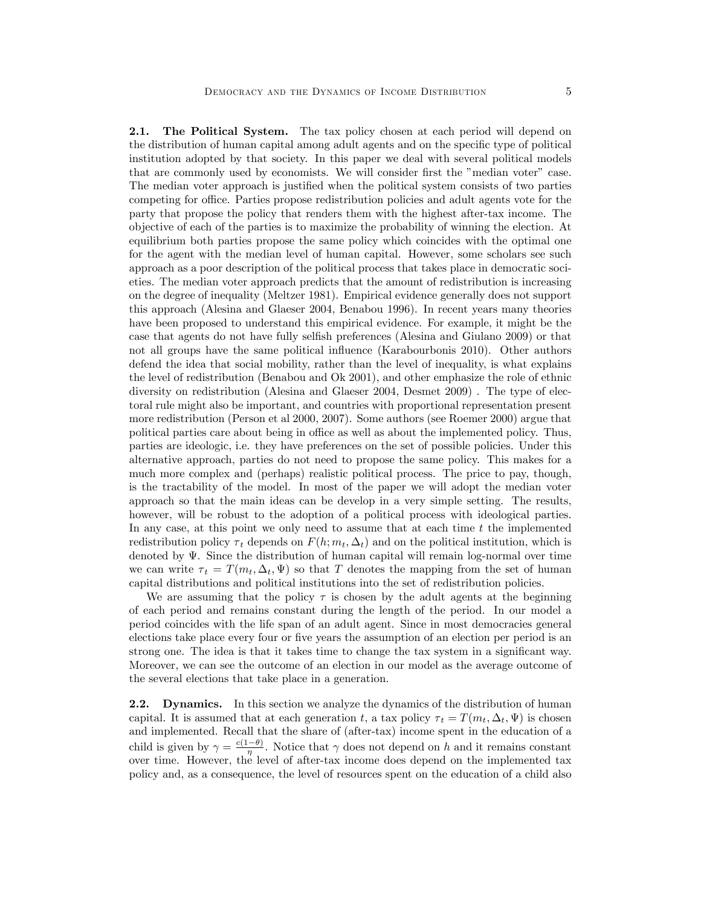**2.1. The Political System.** The tax policy chosen at each period will depend on the distribution of human capital among adult agents and on the specific type of political institution adopted by that society. In this paper we deal with several political models that are commonly used by economists. We will consider first the "median voter" case. The median voter approach is justified when the political system consists of two parties competing for office. Parties propose redistribution policies and adult agents vote for the party that propose the policy that renders them with the highest after-tax income. The objective of each of the parties is to maximize the probability of winning the election. At equilibrium both parties propose the same policy which coincides with the optimal one for the agent with the median level of human capital. However, some scholars see such approach as a poor description of the political process that takes place in democratic societies. The median voter approach predicts that the amount of redistribution is increasing on the degree of inequality (Meltzer 1981). Empirical evidence generally does not support this approach (Alesina and Glaeser 2004, Benabou 1996). In recent years many theories have been proposed to understand this empirical evidence. For example, it might be the case that agents do not have fully selfish preferences (Alesina and Giulano 2009) or that not all groups have the same political influence (Karabourbonis 2010). Other authors defend the idea that social mobility, rather than the level of inequality, is what explains the level of redistribution (Benabou and Ok 2001), and other emphasize the role of ethnic diversity on redistribution (Alesina and Glaeser 2004, Desmet 2009) . The type of electoral rule might also be important, and countries with proportional representation present more redistribution (Person et al 2000, 2007). Some authors (see Roemer 2000) argue that political parties care about being in office as well as about the implemented policy. Thus, parties are ideologic, i.e. they have preferences on the set of possible policies. Under this alternative approach, parties do not need to propose the same policy. This makes for a much more complex and (perhaps) realistic political process. The price to pay, though, is the tractability of the model. In most of the paper we will adopt the median voter approach so that the main ideas can be develop in a very simple setting. The results, however, will be robust to the adoption of a political process with ideological parties. In any case, at this point we only need to assume that at each time $t$ the implemented redistribution policy $\tau_t$ depends on $F(h; m_t, \Delta_t)$ and on the political institution, which is denoted by $\Psi$. Since the distribution of human capital will remain log-normal over time we can write $\tau_t = T(m_t, \Delta_t, \Psi)$ so that $T$ denotes the mapping from the set of human capital distributions and political institutions into the set of redistribution policies.

We are assuming that the policy $\tau$ is chosen by the adult agents at the beginning of each period and remains constant during the length of the period. In our model a period coincides with the life span of an adult agent. Since in most democracies general elections take place every four or five years the assumption of an election per period is an strong one. The idea is that it takes time to change the tax system in a significant way. Moreover, we can see the outcome of an election in our model as the average outcome of the several elections that take place in a generation.

**2.2. Dynamics.** In this section we analyze the dynamics of the distribution of human capital. It is assumed that at each generation $t$, a tax policy $\tau_t = T(m_t, \Delta_t, \Psi)$ is chosen and implemented. Recall that the share of (after-tax) income spent in the education of a child is given by $\gamma = \frac{c(1-\theta)}{\eta}$. Notice that $\gamma$ does not depend on $h$ and it remains constant over time. However, the level of after-tax income does depend on the implemented tax policy and, as a consequence, the level of resources spent on the education of a child also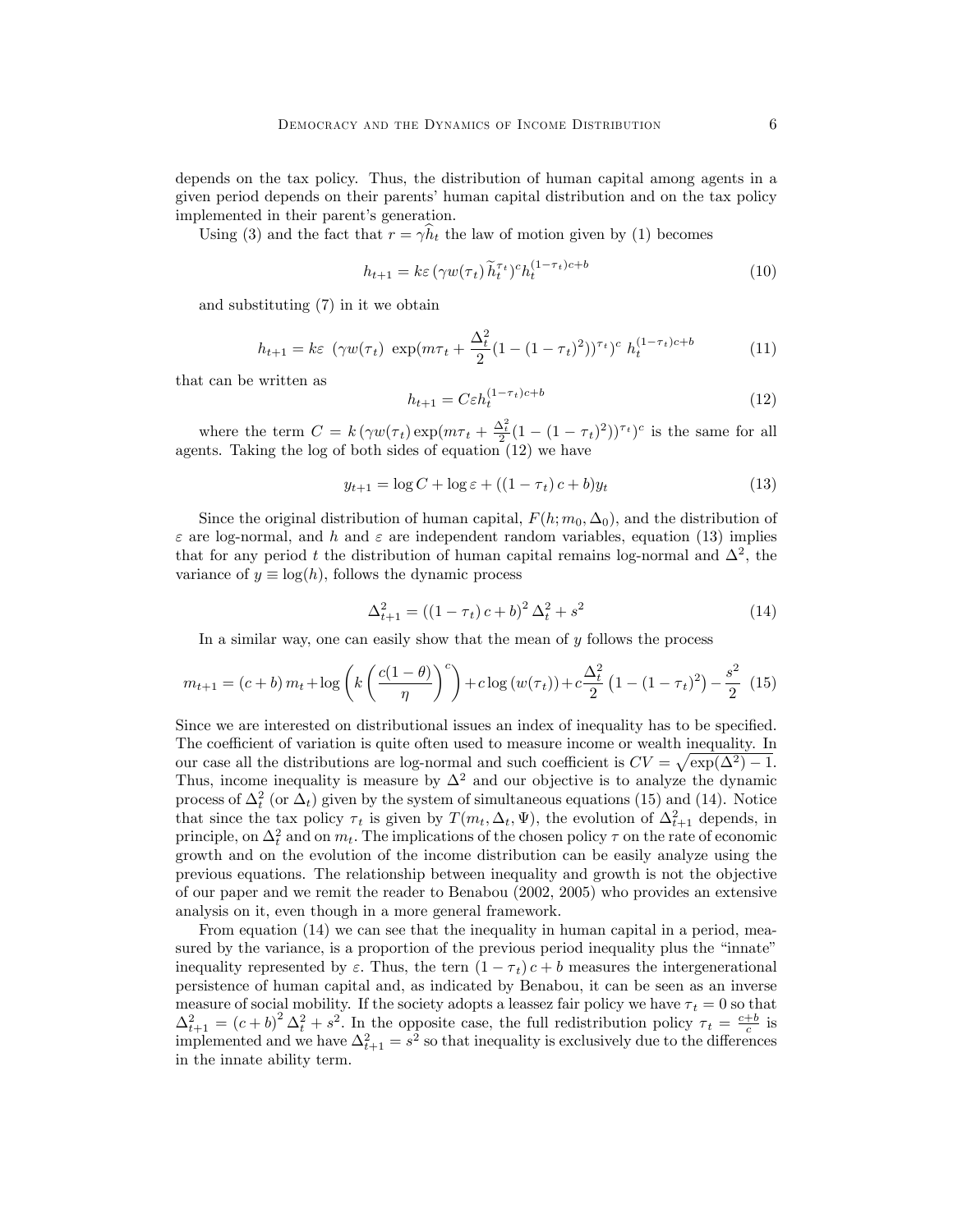depends on the tax policy. Thus, the distribution of human capital among agents in a given period depends on their parents' human capital distribution and on the tax policy implemented in their parent's generation.

Using (3) and the fact that $r = \gamma \widehat{h}_t$ the law of motion given by (1) becomes

$$h_{t+1} = k\varepsilon \left(\gamma w(\tau_t)\, \widetilde{h}_t^{\tau_t}\right)^c h_t^{(1-\tau_t)c+b} \tag{10}$$

and substituting (7) in it we obtain

$$h_{t+1} = k\varepsilon \;\; (\gamma w(\tau_t) \;\, \exp(m\tau_t + \frac{\Delta_t^2}{2}(1-(1-\tau_t)^2))^{\tau_t})^c \;\, h_t^{(1-\tau_t)c+b} \tag{11}$$

that can be written as

$$h_{t+1} = C\varepsilon h_t^{(1-\tau_t)c+b} \tag{12}$$

where the term $C = k\left(\gamma w(\tau_t) \exp(m\tau_t + \frac{\Delta_t^2}{2}(1-(1-\tau_t)^2))^{\tau_t}\right)^c$ is the same for all agents. Taking the log of both sides of equation (12) we have

$$y_{t+1} = \log C + \log \varepsilon + ((1-\tau_t)\, c + b) y_t \tag{13}$$

Since the original distribution of human capital, $F(h; m_0, \Delta_0)$, and the distribution of $\varepsilon$ are log-normal, and $h$ and $\varepsilon$ are independent random variables, equation (13) implies that for any period $t$ the distribution of human capital remains log-normal and $\Delta^2$, the variance of $y \equiv \log(h)$, follows the dynamic process

$$\Delta_{t+1}^2 = ((1-\tau_t)\, c + b)^2\, \Delta_t^2 + s^2 \tag{14}$$

In a similar way, one can easily show that the mean of $y$ follows the process

$$m_{t+1} = (c+b)\, m_t + \log\left(k\left(\frac{c(1-\theta)}{\eta}\right)^c\right) + c\log\left(w(\tau_t)\right) + c\frac{\Delta_t^2}{2}\left(1-(1-\tau_t)^2\right) - \frac{s^2}{2} \tag{15}$$

Since we are interested on distributional issues an index of inequality has to be specified. The coefficient of variation is quite often used to measure income or wealth inequality. In our case all the distributions are log-normal and such coefficient is $CV = \sqrt{\exp(\Delta^2) - 1}$. Thus, income inequality is measure by $\Delta^2$ and our objective is to analyze the dynamic process of $\Delta_t^2$ (or $\Delta_t$) given by the system of simultaneous equations (15) and (14). Notice that since the tax policy $\tau_t$ is given by $T(m_t, \Delta_t, \Psi)$, the evolution of $\Delta_{t+1}^2$ depends, in principle, on $\Delta_t^2$ and on $m_t$. The implications of the chosen policy $\tau$ on the rate of economic growth and on the evolution of the income distribution can be easily analyze using the previous equations. The relationship between inequality and growth is not the objective of our paper and we remit the reader to Benabou (2002, 2005) who provides an extensive analysis on it, even though in a more general framework.

From equation (14) we can see that the inequality in human capital in a period, measured by the variance, is a proportion of the previous period inequality plus the "innate" inequality represented by $\varepsilon$. Thus, the tern $(1-\tau_t)\, c + b$ measures the intergenerational persistence of human capital and, as indicated by Benabou, it can be seen as an inverse measure of social mobility. If the society adopts a leassez fair policy we have $\tau_t = 0$ so that $\Delta_{t+1}^2 = (c+b)^2\, \Delta_t^2 + s^2$. In the opposite case, the full redistribution policy $\tau_t = \frac{c+b}{c}$ is implemented and we have $\Delta_{t+1}^2 = s^2$ so that inequality is exclusively due to the differences in the innate ability term.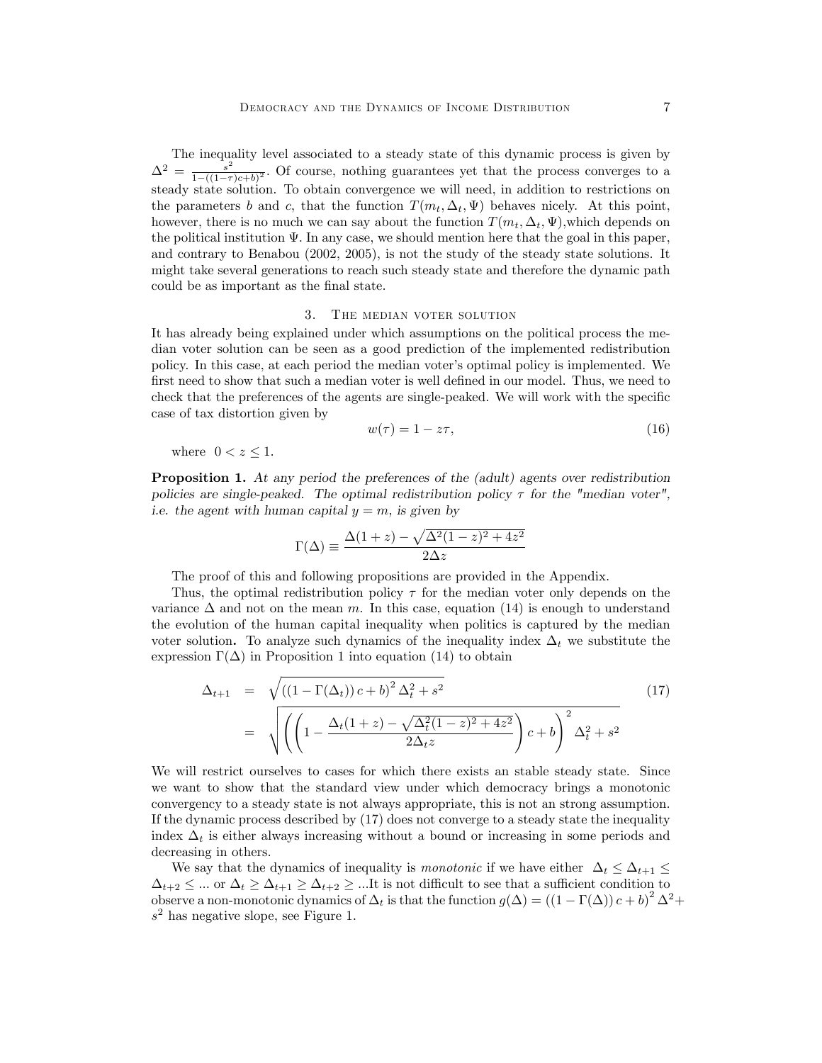The inequality level associated to a steady state of this dynamic process is given by $\Delta^2 = \frac{s^2}{1-((1-\tau)c+b)^2}$. Of course, nothing guarantees yet that the process converges to a steady state solution. To obtain convergence we will need, in addition to restrictions on the parameters $b$ and $c$, that the function $T(m_t, \Delta_t, \Psi)$ behaves nicely. At this point, however, there is no much we can say about the function $T(m_t, \Delta_t, \Psi)$,which depends on the political institution $\Psi$. In any case, we should mention here that the goal in this paper, and contrary to Benabou (2002, 2005), is not the study of the steady state solutions. It might take several generations to reach such steady state and therefore the dynamic path could be as important as the final state.

## 3. The median voter solution

It has already being explained under which assumptions on the political process the median voter solution can be seen as a good prediction of the implemented redistribution policy. In this case, at each period the median voter's optimal policy is implemented. We first need to show that such a median voter is well defined in our model. Thus, we need to check that the preferences of the agents are single-peaked. We will work with the specific case of tax distortion given by

$$w(\tau) = 1 - z\tau, \tag{16}$$

where $0 < z \leq 1$.

**Proposition 1.** *At any period the preferences of the (adult) agents over redistribution policies are single-peaked. The optimal redistribution policy $\tau$ for the "median voter", i.e. the agent with human capital $y = m$, is given by*

$$\Gamma(\Delta) \equiv \frac{\Delta(1+z) - \sqrt{\Delta^2(1-z)^2 + 4z^2}}{2\Delta z}$$

The proof of this and following propositions are provided in the Appendix.

Thus, the optimal redistribution policy $\tau$ for the median voter only depends on the variance $\Delta$ and not on the mean $m$. In this case, equation (14) is enough to understand the evolution of the human capital inequality when politics is captured by the median voter solution**.** To analyze such dynamics of the inequality index $\Delta_t$ we substitute the expression $\Gamma(\Delta)$ in Proposition 1 into equation (14) to obtain

$$\begin{aligned} \Delta_{t+1} &= \sqrt{\left((1-\Gamma(\Delta_t))\, c + b\right)^2 \Delta_t^2 + s^2} \\ &= \sqrt{\left(\left(1 - \frac{\Delta_t(1+z) - \sqrt{\Delta_t^2(1-z)^2 + 4z^2}}{2\Delta_t z}\right) c + b\right)^2 \Delta_t^2 + s^2} \end{aligned} \tag{17}$$

We will restrict ourselves to cases for which there exists an stable steady state. Since we want to show that the standard view under which democracy brings a monotonic convergency to a steady state is not always appropriate, this is not an strong assumption. If the dynamic process described by (17) does not converge to a steady state the inequality index $\Delta_t$ is either always increasing without a bound or increasing in some periods and decreasing in others.

We say that the dynamics of inequality is *monotonic* if we have either $\Delta_t \leq \Delta_{t+1} \leq \Delta_{t+2} \leq ...$ or $\Delta_t \geq \Delta_{t+1} \geq \Delta_{t+2} \geq ...$It is not difficult to see that a sufficient condition to observe a non-monotonic dynamics of $\Delta_t$ is that the function $g(\Delta) = \left((1-\Gamma(\Delta))\, c + b\right)^2 \Delta^2 + s^2$ has negative slope, see Figure 1.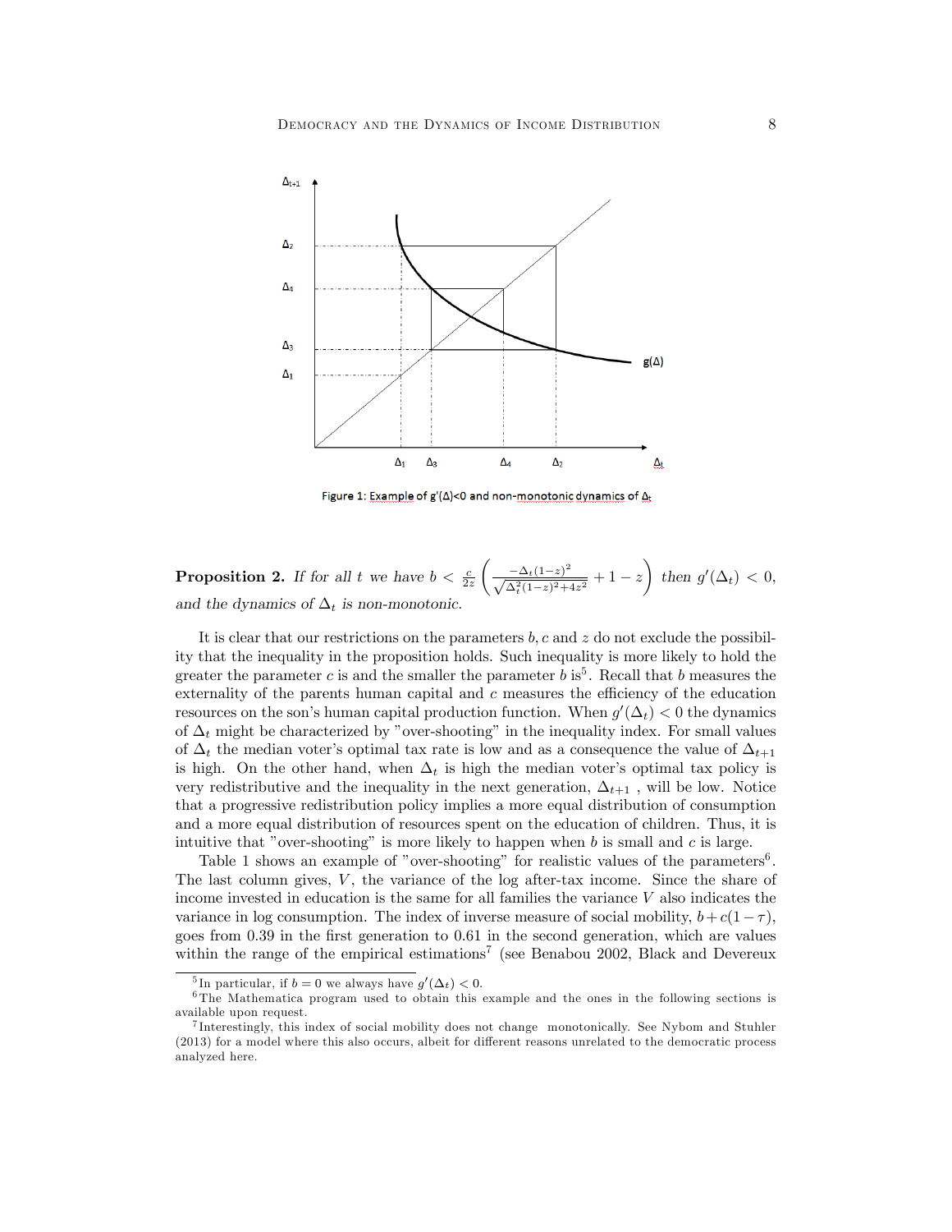Figure 1: Example of $g'(\Delta)<0$ and non-monotonic dynamics of $\Delta_t$

**Proposition 2.** *If for all $t$ we have $b < \frac{c}{2z}\left(\frac{-\Delta_t(1-z)^2}{\sqrt{\Delta_t^2(1-z)^2+4z^2}}+1-z\right)$ then $g'(\Delta_t) < 0$, and the dynamics of $\Delta_t$ is non-monotonic.*

It is clear that our restrictions on the parameters $b, c$ and $z$ do not exclude the possibility that the inequality in the proposition holds. Such inequality is more likely to hold the greater the parameter $c$ is and the smaller the parameter $b$ is[5]. Recall that $b$ measures the externality of the parents human capital and $c$ measures the efficiency of the education resources on the son's human capital production function. When $g'(\Delta_t) < 0$ the dynamics of $\Delta_t$ might be characterized by "over-shooting" in the inequality index. For small values of $\Delta_t$ the median voter's optimal tax rate is low and as a consequence the value of $\Delta_{t+1}$ is high. On the other hand, when $\Delta_t$ is high the median voter's optimal tax policy is very redistributive and the inequality in the next generation, $\Delta_{t+1}$ , will be low. Notice that a progressive redistribution policy implies a more equal distribution of consumption and a more equal distribution of resources spent on the education of children. Thus, it is intuitive that "over-shooting" is more likely to happen when $b$ is small and $c$ is large.

Table 1 shows an example of "over-shooting" for realistic values of the parameters[6]. The last column gives, $V$, the variance of the log after-tax income. Since the share of income invested in education is the same for all families the variance $V$ also indicates the variance in log consumption. The index of inverse measure of social mobility, $b + c(1-\tau)$, goes from 0.39 in the first generation to 0.61 in the second generation, which are values within the range of the empirical estimations[7] (see Benabou 2002, Black and Devereux

[5] In particular, if $b = 0$ we always have $g'(\Delta_t) < 0$.

[6] The Mathematica program used to obtain this example and the ones in the following sections is available upon request.

[7] Interestingly, this index of social mobility does not change monotonically. See Nybom and Stuhler (2013) for a model where this also occurs, albeit for different reasons unrelated to the democratic process analyzed here.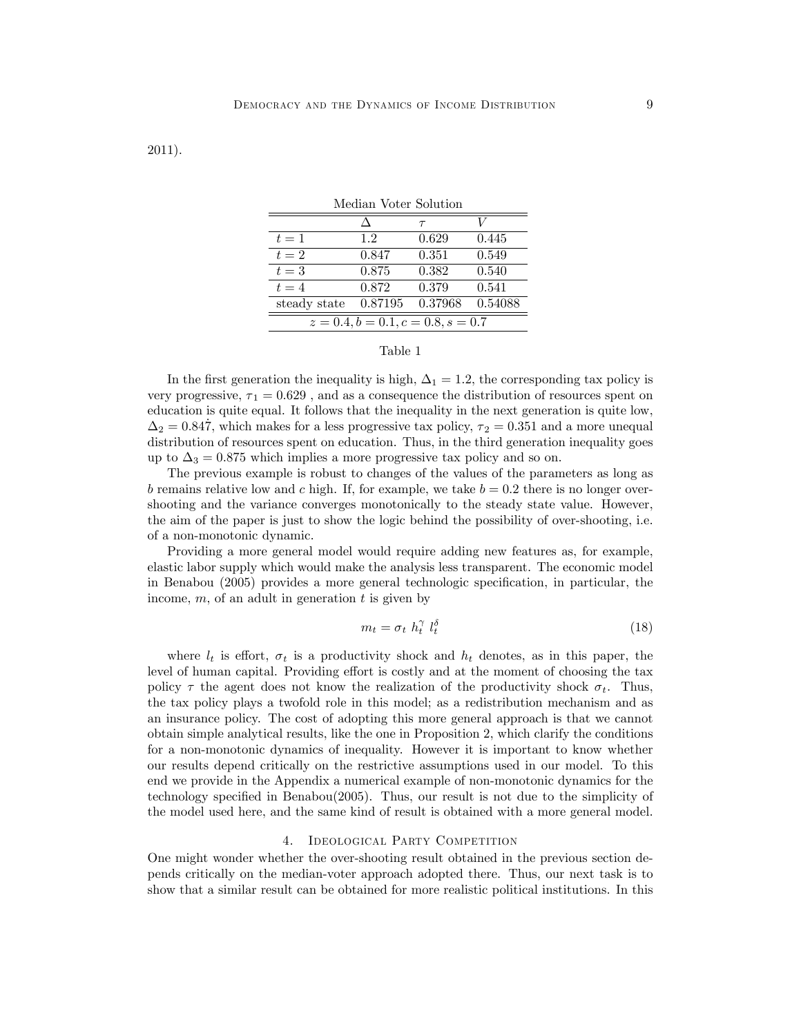2011).

Median Voter Solution

| | $\Delta$ | $\tau$ | $V$ |
|---|---|---|---|
| $t = 1$ | 1.2 | 0.629 | 0.445 |
| $t = 2$ | 0.847 | 0.351 | 0.549 |
| $t = 3$ | 0.875 | 0.382 | 0.540 |
| $t = 4$ | 0.872 | 0.379 | 0.541 |
| steady state | 0.87195 | 0.37968 | 0.54088 |
| $z = 0.4, b = 0.1, c = 0.8, s = 0.7$ | | | |

Table 1

In the first generation the inequality is high, $\Delta_1 = 1.2$, the corresponding tax policy is very progressive, $\tau_1 = 0.629$ , and as a consequence the distribution of resources spent on education is quite equal. It follows that the inequality in the next generation is quite low, $\Delta_2 = 0.84\dot{7}$, which makes for a less progressive tax policy, $\tau_2 = 0.351$ and a more unequal distribution of resources spent on education. Thus, in the third generation inequality goes up to $\Delta_3 = 0.875$ which implies a more progressive tax policy and so on.

The previous example is robust to changes of the values of the parameters as long as $b$ remains relative low and $c$ high. If, for example, we take $b = 0.2$ there is no longer over-shooting and the variance converges monotonically to the steady state value. However, the aim of the paper is just to show the logic behind the possibility of over-shooting, i.e. of a non-monotonic dynamic.

Providing a more general model would require adding new features as, for example, elastic labor supply which would make the analysis less transparent. The economic model in Benabou (2005) provides a more general technologic specification, in particular, the income, $m$, of an adult in generation $t$ is given by

$$m_t = \sigma_t \; h_t^{\gamma} \; l_t^{\delta} \tag{18}$$

where $l_t$ is effort, $\sigma_t$ is a productivity shock and $h_t$ denotes, as in this paper, the level of human capital. Providing effort is costly and at the moment of choosing the tax policy $\tau$ the agent does not know the realization of the productivity shock $\sigma_t$. Thus, the tax policy plays a twofold role in this model; as a redistribution mechanism and as an insurance policy. The cost of adopting this more general approach is that we cannot obtain simple analytical results, like the one in Proposition 2, which clarify the conditions for a non-monotonic dynamics of inequality. However it is important to know whether our results depend critically on the restrictive assumptions used in our model. To this end we provide in the Appendix a numerical example of non-monotonic dynamics for the technology specified in Benabou(2005). Thus, our result is not due to the simplicity of the model used here, and the same kind of result is obtained with a more general model.

## 4. Ideological Party Competition

One might wonder whether the over-shooting result obtained in the previous section depends critically on the median-voter approach adopted there. Thus, our next task is to show that a similar result can be obtained for more realistic political institutions. In this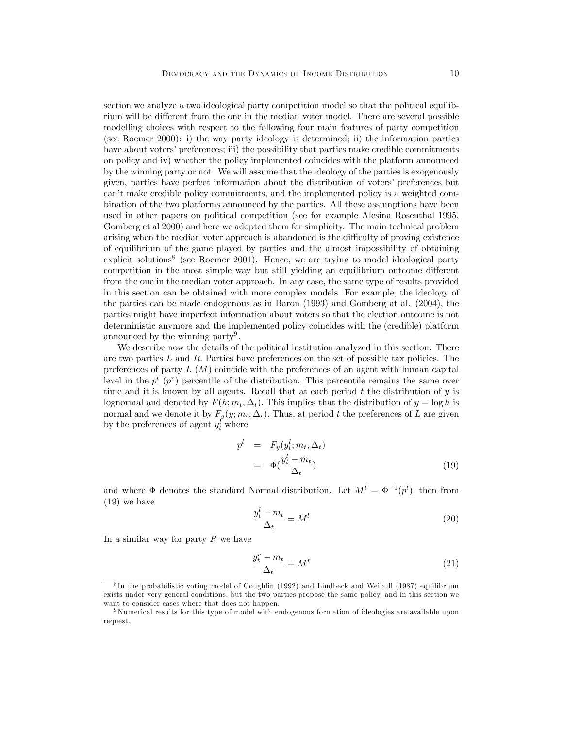section we analyze a two ideological party competition model so that the political equilibrium will be different from the one in the median voter model. There are several possible modelling choices with respect to the following four main features of party competition (see Roemer 2000): i) the way party ideology is determined; ii) the information parties have about voters' preferences; iii) the possibility that parties make credible commitments on policy and iv) whether the policy implemented coincides with the platform announced by the winning party or not. We will assume that the ideology of the parties is exogenously given, parties have perfect information about the distribution of voters' preferences but can't make credible policy commitments, and the implemented policy is a weighted combination of the two platforms announced by the parties. All these assumptions have been used in other papers on political competition (see for example Alesina Rosenthal 1995, Gomberg et al 2000) and here we adopted them for simplicity. The main technical problem arising when the median voter approach is abandoned is the difficulty of proving existence of equilibrium of the game played by parties and the almost impossibility of obtaining explicit solutions[8] (see Roemer 2001). Hence, we are trying to model ideological party competition in the most simple way but still yielding an equilibrium outcome different from the one in the median voter approach. In any case, the same type of results provided in this section can be obtained with more complex models. For example, the ideology of the parties can be made endogenous as in Baron (1993) and Gomberg at al. (2004), the parties might have imperfect information about voters so that the election outcome is not deterministic anymore and the implemented policy coincides with the (credible) platform announced by the winning party[9].

We describe now the details of the political institution analyzed in this section. There are two parties $L$ and $R$. Parties have preferences on the set of possible tax policies. The preferences of party $L$ ($M$) coincide with the preferences of an agent with human capital level in the $p^l$ ($p^r$) percentile of the distribution. This percentile remains the same over time and it is known by all agents. Recall that at each period $t$ the distribution of $y$ is lognormal and denoted by $F(h; m_t, \Delta_t)$. This implies that the distribution of $y = \log h$ is normal and we denote it by $F_y(y; m_t, \Delta_t)$. Thus, at period $t$ the preferences of $L$ are given by the preferences of agent $y_t^l$ where

$$
\begin{aligned}
p^l &= F_y(y_t^l; m_t, \Delta_t) \\
&= \Phi(\frac{y_t^l - m_t}{\Delta_t})
\end{aligned}
\tag{19}
$$

and where $\Phi$ denotes the standard Normal distribution. Let $M^l = \Phi^{-1}(p^l)$, then from (19) we have

$$
\frac{y_t^l - m_t}{\Delta_t} = M^l \tag{20}
$$

In a similar way for party $R$ we have

$$
\frac{y_t^r - m_t}{\Delta_t} = M^r \tag{21}
$$

[8] In the probabilistic voting model of Coughlin (1992) and Lindbeck and Weibull (1987) equilibrium exists under very general conditions, but the two parties propose the same policy, and in this section we want to consider cases where that does not happen.

[9] Numerical results for this type of model with endogenous formation of ideologies are available upon request.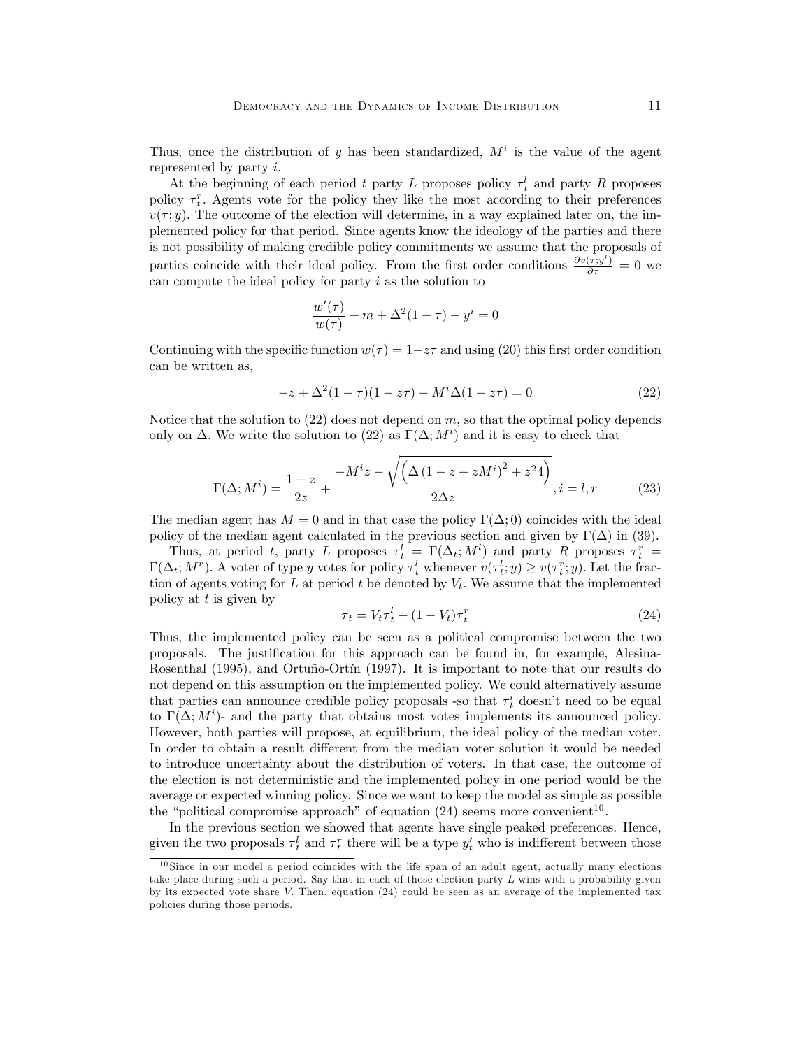Thus, once the distribution of $y$ has been standardized, $M^i$ is the value of the agent represented by party $i$.

At the beginning of each period $t$ party $L$ proposes policy $\tau_t^l$ and party $R$ proposes policy $\tau_t^r$. Agents vote for the policy they like the most according to their preferences $v(\tau; y)$. The outcome of the election will determine, in a way explained later on, the implemented policy for that period. Since agents know the ideology of the parties and there is not possibility of making credible policy commitments we assume that the proposals of parties coincide with their ideal policy. From the first order conditions $\frac{\partial v(\tau; y^l)}{\partial \tau} = 0$ we can compute the ideal policy for party $i$ as the solution to

$$\frac{w'(\tau)}{w(\tau)} + m + \Delta^2(1-\tau) - y^i = 0$$

Continuing with the specific function $w(\tau) = 1 - z\tau$ and using (20) this first order condition can be written as,

$$-z + \Delta^2(1-\tau)(1-z\tau) - M^i \Delta(1-z\tau) = 0 \tag{22}$$

Notice that the solution to (22) does not depend on $m$, so that the optimal policy depends only on $\Delta$. We write the solution to (22) as $\Gamma(\Delta; M^i)$ and it is easy to check that

$$\Gamma(\Delta; M^i) = \frac{1+z}{2z} + \frac{-M^i z - \sqrt{\left(\Delta\left(1 - z + zM^i\right)^2 + z^2 4\right)}}{2\Delta z}, i = l, r \tag{23}$$

The median agent has $M = 0$ and in that case the policy $\Gamma(\Delta; 0)$ coincides with the ideal policy of the median agent calculated in the previous section and given by $\Gamma(\Delta)$ in (39).

Thus, at period $t$, party $L$ proposes $\tau_t^l = \Gamma(\Delta_t; M^l)$ and party $R$ proposes $\tau_t^r = \Gamma(\Delta_t; M^r)$. A voter of type $y$ votes for policy $\tau_t^l$ whenever $v(\tau_t^l; y) \geq v(\tau_t^r; y)$. Let the fraction of agents voting for $L$ at period $t$ be denoted by $V_t$. We assume that the implemented policy at $t$ is given by

$$\tau_t = V_t \tau_t^l + (1 - V_t)\tau_t^r \tag{24}$$

Thus, the implemented policy can be seen as a political compromise between the two proposals. The justification for this approach can be found in, for example, Alesina-Rosenthal (1995), and Ortuño-Ortín (1997). It is important to note that our results do not depend on this assumption on the implemented policy. We could alternatively assume that parties can announce credible policy proposals -so that $\tau_t^i$ doesn't need to be equal to $\Gamma(\Delta; M^i)$- and the party that obtains most votes implements its announced policy. However, both parties will propose, at equilibrium, the ideal policy of the median voter. In order to obtain a result different from the median voter solution it would be needed to introduce uncertainty about the distribution of voters. In that case, the outcome of the election is not deterministic and the implemented policy in one period would be the average or expected winning policy. Since we want to keep the model as simple as possible the "political compromise approach" of equation (24) seems more convenient[10].

In the previous section we showed that agents have single peaked preferences. Hence, given the two proposals $\tau_t^l$ and $\tau_t^r$ there will be a type $y_t'$ who is indifferent between those

[10] Since in our model a period coincides with the life span of an adult agent, actually many elections take place during such a period. Say that in each of those election party $L$ wins with a probability given by its expected vote share $V$. Then, equation (24) could be seen as an average of the implemented tax policies during those periods.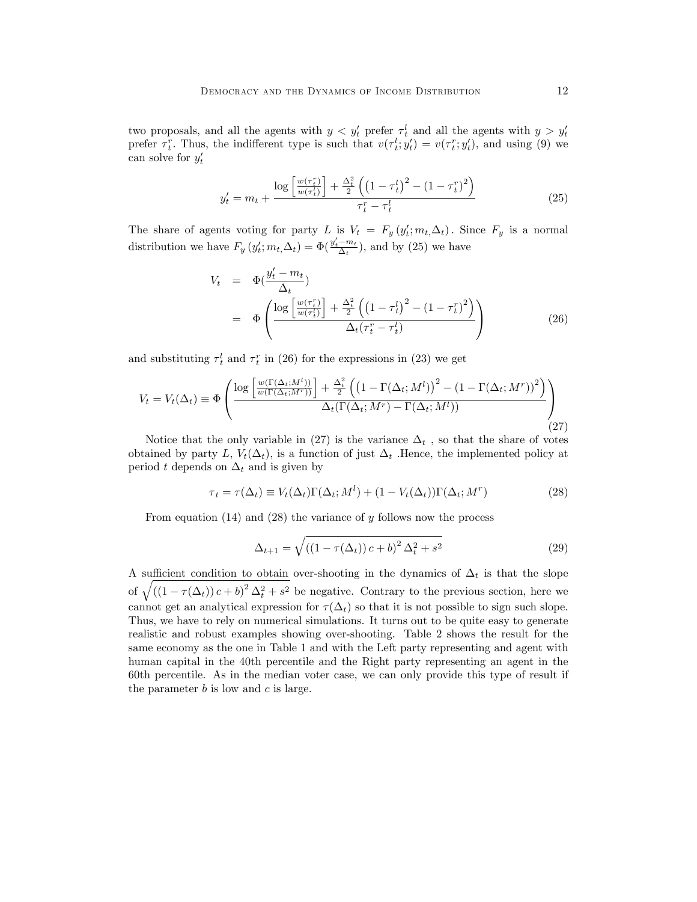two proposals, and all the agents with $y < y_t'$ prefer $\tau_t^l$ and all the agents with $y > y_t'$ prefer $\tau_t^r$. Thus, the indifferent type is such that $v(\tau_t^l; y_t') = v(\tau_t^r; y_t')$, and using (9) we can solve for $y_t'$

$$y_t' = m_t + \frac{\log\left[\frac{w(\tau_t^r)}{w(\tau_t^l)}\right] + \frac{\Delta_t^2}{2}\left(\left(1-\tau_t^l\right)^2 - \left(1-\tau_t^r\right)^2\right)}{\tau_t^r - \tau_t^l} \tag{25}$$

The share of agents voting for party $L$ is $V_t = F_y\left(y_t'; m_{t,}\Delta_t\right)$. Since $F_y$ is a normal distribution we have $F_y\left(y_t'; m_{t,}\Delta_t\right) = \Phi(\frac{y_t' - m_t}{\Delta_t})$, and by (25) we have

$$\begin{aligned} V_t &= \Phi(\frac{y_t' - m_t}{\Delta_t}) \\ &= \Phi\left(\frac{\log\left[\frac{w(\tau_t^r)}{w(\tau_t^l)}\right] + \frac{\Delta_t^2}{2}\left(\left(1-\tau_t^l\right)^2 - \left(1-\tau_t^r\right)^2\right)}{\Delta_t(\tau_t^r - \tau_t^l)}\right) \end{aligned} \tag{26}$$

and substituting $\tau_t^l$ and $\tau_t^r$ in (26) for the expressions in (23) we get

$$V_t = V_t(\Delta_t) \equiv \Phi\left(\frac{\log\left[\frac{w(\Gamma(\Delta_t;M^l))}{w(\Gamma(\Delta_t;M^r))}\right] + \frac{\Delta_t^2}{2}\left(\left(1-\Gamma(\Delta_t;M^l)\right)^2 - \left(1-\Gamma(\Delta_t;M^r)\right)^2\right)}{\Delta_t(\Gamma(\Delta_t;M^r) - \Gamma(\Delta_t;M^l))}\right) \tag{27}$$

Notice that the only variable in (27) is the variance $\Delta_t$ , so that the share of votes obtained by party $L$, $V_t(\Delta_t)$, is a function of just $\Delta_t$ .Hence, the implemented policy at period $t$ depends on $\Delta_t$ and is given by

$$\tau_t = \tau(\Delta_t) \equiv V_t(\Delta_t)\Gamma(\Delta_t; M^l) + (1 - V_t(\Delta_t))\Gamma(\Delta_t; M^r) \tag{28}$$

From equation (14) and (28) the variance of $y$ follows now the process

$$\Delta_{t+1} = \sqrt{\left((1-\tau(\Delta_t))\,c + b\right)^2 \Delta_t^2 + s^2} \tag{29}$$

A sufficient condition to obtain over-shooting in the dynamics of $\Delta_t$ is that the slope of $\sqrt{\left((1-\tau(\Delta_t))\,c + b\right)^2 \Delta_t^2 + s^2}$ be negative. Contrary to the previous section, here we cannot get an analytical expression for $\tau(\Delta_t)$ so that it is not possible to sign such slope. Thus, we have to rely on numerical simulations. It turns out to be quite easy to generate realistic and robust examples showing over-shooting. Table 2 shows the result for the same economy as the one in Table 1 and with the Left party representing and agent with human capital in the 40th percentile and the Right party representing an agent in the 60th percentile. As in the median voter case, we can only provide this type of result if the parameter $b$ is low and $c$ is large.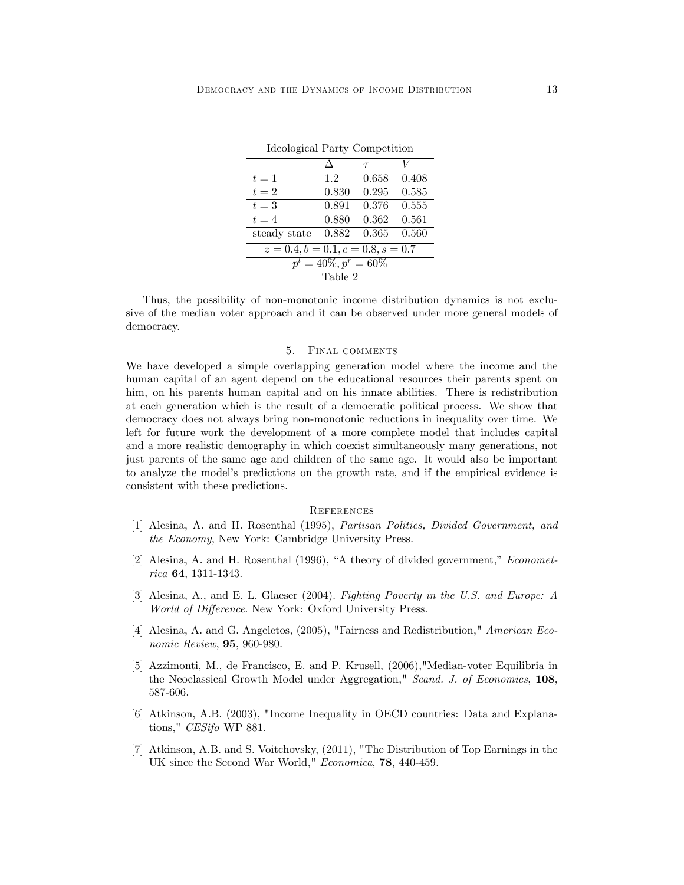Ideological Party Competition

| | $\Delta$ | $\tau$ | $V$ |
|---|---|---|---|
| $t = 1$ | 1.2 | 0.658 | 0.408 |
| $t = 2$ | 0.830 | 0.295 | 0.585 |
| $t = 3$ | 0.891 | 0.376 | 0.555 |
| $t = 4$ | 0.880 | 0.362 | 0.561 |
| steady state | 0.882 | 0.365 | 0.560 |
| $z = 0.4, b = 0.1, c = 0.8, s = 0.7$ | | | |
| $p^l = 40\%, p^r = 60\%$ | | | |

Table 2

Thus, the possibility of non-monotonic income distribution dynamics is not exclusive of the median voter approach and it can be observed under more general models of democracy.

## 5. Final comments

We have developed a simple overlapping generation model where the income and the human capital of an agent depend on the educational resources their parents spent on him, on his parents human capital and on his innate abilities. There is redistribution at each generation which is the result of a democratic political process. We show that democracy does not always bring non-monotonic reductions in inequality over time. We left for future work the development of a more complete model that includes capital and a more realistic demography in which coexist simultaneously many generations, not just parents of the same age and children of the same age. It would also be important to analyze the model's predictions on the growth rate, and if the empirical evidence is consistent with these predictions.

## References

[1] Alesina, A. and H. Rosenthal (1995), *Partisan Politics, Divided Government, and the Economy*, New York: Cambridge University Press.

[2] Alesina, A. and H. Rosenthal (1996), "A theory of divided government," *Econometrica* **64**, 1311-1343.

[3] Alesina, A., and E. L. Glaeser (2004). *Fighting Poverty in the U.S. and Europe: A World of Difference*. New York: Oxford University Press.

[4] Alesina, A. and G. Angeletos, (2005), "Fairness and Redistribution," *American Economic Review*, **95**, 960-980.

[5] Azzimonti, M., de Francisco, E. and P. Krusell, (2006),"Median-voter Equilibria in the Neoclassical Growth Model under Aggregation," *Scand. J. of Economics*, **108**, 587-606.

[6] Atkinson, A.B. (2003), "Income Inequality in OECD countries: Data and Explanations," *CESifo* WP 881.

[7] Atkinson, A.B. and S. Voitchovsky, (2011), "The Distribution of Top Earnings in the UK since the Second War World," *Economica*, **78**, 440-459.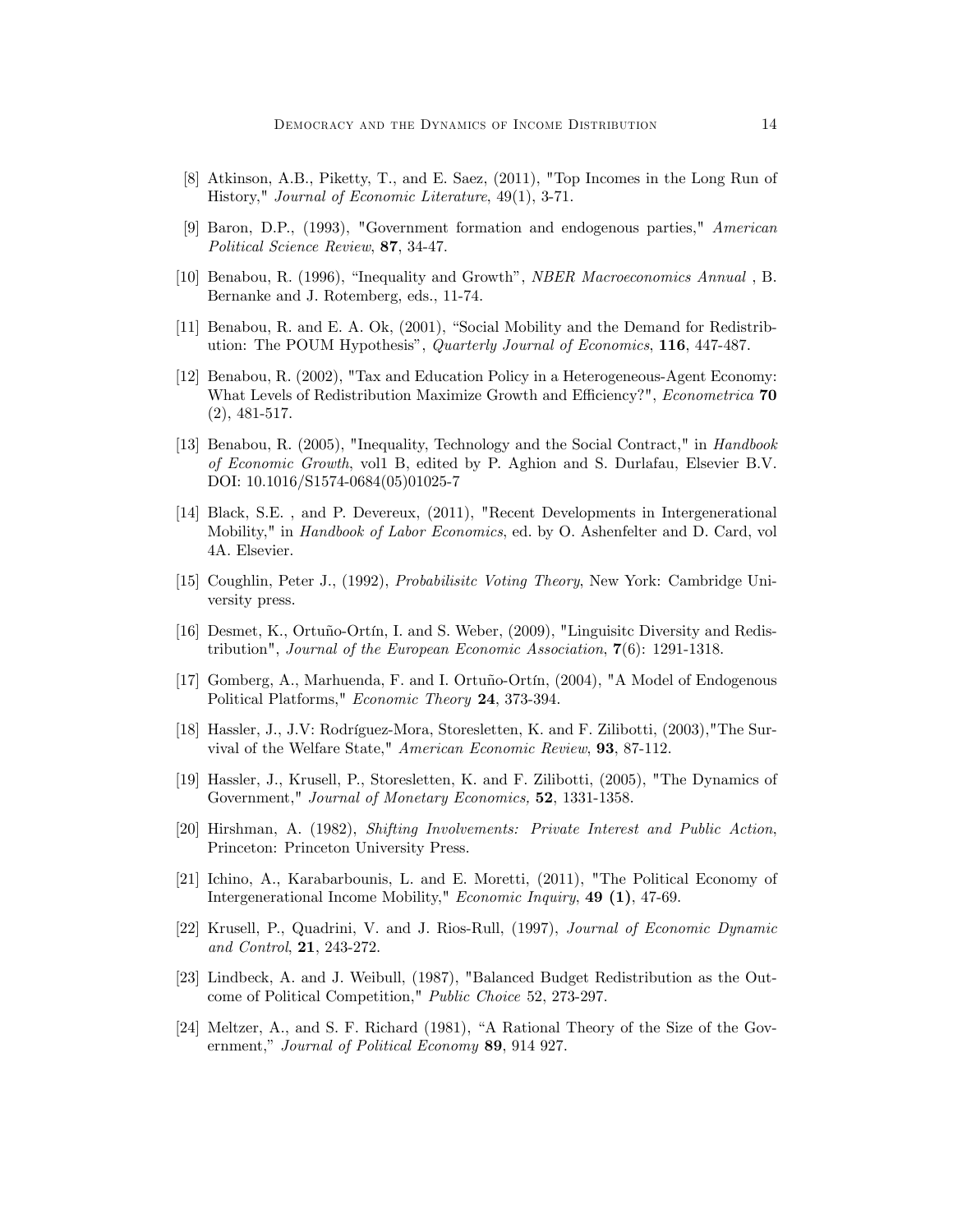[8] Atkinson, A.B., Piketty, T., and E. Saez, (2011), "Top Incomes in the Long Run of History," *Journal of Economic Literature*, 49(1), 3-71.

[9] Baron, D.P., (1993), "Government formation and endogenous parties," *American Political Science Review*, **87**, 34-47.

[10] Benabou, R. (1996), "Inequality and Growth", *NBER Macroeconomics Annual* , B. Bernanke and J. Rotemberg, eds., 11-74.

[11] Benabou, R. and E. A. Ok, (2001), "Social Mobility and the Demand for Redistribution: The POUM Hypothesis", *Quarterly Journal of Economics*, **116**, 447-487.

[12] Benabou, R. (2002), "Tax and Education Policy in a Heterogeneous-Agent Economy: What Levels of Redistribution Maximize Growth and Efficiency?", *Econometrica* **70** (2), 481-517.

[13] Benabou, R. (2005), "Inequality, Technology and the Social Contract," in *Handbook of Economic Growth*, vol1 B, edited by P. Aghion and S. Durlafau, Elsevier B.V. DOI: 10.1016/S1574-0684(05)01025-7

[14] Black, S.E. , and P. Devereux, (2011), "Recent Developments in Intergenerational Mobility," in *Handbook of Labor Economics*, ed. by O. Ashenfelter and D. Card, vol 4A. Elsevier.

[15] Coughlin, Peter J., (1992), *Probabilisitc Voting Theory*, New York: Cambridge University press.

[16] Desmet, K., Ortuño-Ortín, I. and S. Weber, (2009), "Linguisitc Diversity and Redistribution", *Journal of the European Economic Association*, **7**(6): 1291-1318.

[17] Gomberg, A., Marhuenda, F. and I. Ortuño-Ortín, (2004), "A Model of Endogenous Political Platforms," *Economic Theory* **24**, 373-394.

[18] Hassler, J., J.V: Rodríguez-Mora, Storesletten, K. and F. Zilibotti, (2003),"The Survival of the Welfare State," *American Economic Review*, **93**, 87-112.

[19] Hassler, J., Krusell, P., Storesletten, K. and F. Zilibotti, (2005), "The Dynamics of Government," *Journal of Monetary Economics,* **52**, 1331-1358.

[20] Hirshman, A. (1982), *Shifting Involvements: Private Interest and Public Action*, Princeton: Princeton University Press.

[21] Ichino, A., Karabarbounis, L. and E. Moretti, (2011), "The Political Economy of Intergenerational Income Mobility," *Economic Inquiry*, **49 (1)**, 47-69.

[22] Krusell, P., Quadrini, V. and J. Rios-Rull, (1997), *Journal of Economic Dynamic and Control*, **21**, 243-272.

[23] Lindbeck, A. and J. Weibull, (1987), "Balanced Budget Redistribution as the Outcome of Political Competition," *Public Choice* 52, 273-297.

[24] Meltzer, A., and S. F. Richard (1981), "A Rational Theory of the Size of the Government," *Journal of Political Economy* **89**, 914 927.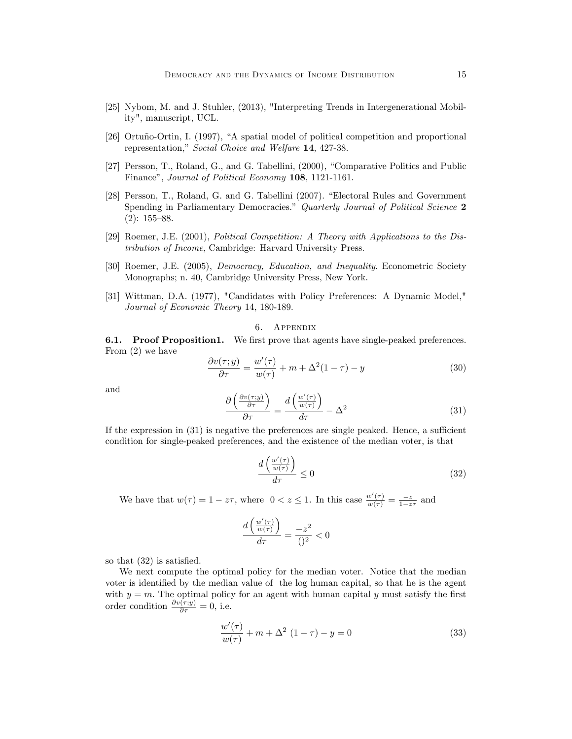[25] Nybom, M. and J. Stuhler, (2013), "Interpreting Trends in Intergenerational Mobility", manuscript, UCL.

[26] Ortuño-Ortin, I. (1997), "A spatial model of political competition and proportional representation," *Social Choice and Welfare* **14**, 427-38.

[27] Persson, T., Roland, G., and G. Tabellini, (2000), "Comparative Politics and Public Finance", *Journal of Political Economy* **108**, 1121-1161.

[28] Persson, T., Roland, G. and G. Tabellini (2007). "Electoral Rules and Government Spending in Parliamentary Democracies." *Quarterly Journal of Political Science* **2** (2): 155–88.

[29] Roemer, J.E. (2001), *Political Competition: A Theory with Applications to the Distribution of Income*, Cambridge: Harvard University Press.

[30] Roemer, J.E. (2005), *Democracy, Education, and Inequality*. Econometric Society Monographs; n. 40, Cambridge University Press, New York.

[31] Wittman, D.A. (1977), "Candidates with Policy Preferences: A Dynamic Model," *Journal of Economic Theory* 14, 180-189.

## 6. Appendix

**6.1. Proof Proposition1.** We first prove that agents have single-peaked preferences. From (2) we have

$$\frac{\partial v(\tau; y)}{\partial \tau} = \frac{w'(\tau)}{w(\tau)} + m + \Delta^2(1-\tau) - y \tag{30}$$

and

$$\frac{\partial \left(\frac{\partial v(\tau;y)}{\partial \tau}\right)}{\partial \tau} = \frac{d\left(\frac{w'(\tau)}{w(\tau)}\right)}{d\tau} - \Delta^2 \tag{31}$$

If the expression in (31) is negative the preferences are single peaked. Hence, a sufficient condition for single-peaked preferences, and the existence of the median voter, is that

$$\frac{d\left(\frac{w'(\tau)}{w(\tau)}\right)}{d\tau} \leq 0 \tag{32}$$

We have that $w(\tau) = 1 - z\tau$, where $0 < z \leq 1$. In this case $\frac{w'(\tau)}{w(\tau)} = \frac{-z}{1-z\tau}$ and

$$\frac{d\left(\frac{w'(\tau)}{w(\tau)}\right)}{d\tau} = \frac{-z^2}{()^2} < 0$$

so that (32) is satisfied.

We next compute the optimal policy for the median voter. Notice that the median voter is identified by the median value of the log human capital, so that he is the agent with $y = m$. The optimal policy for an agent with human capital $y$ must satisfy the first order condition $\frac{\partial v(\tau;y)}{\partial \tau} = 0$, i.e.

$$\frac{w'(\tau)}{w(\tau)} + m + \Delta^2 \, (1-\tau) - y = 0 \tag{33}$$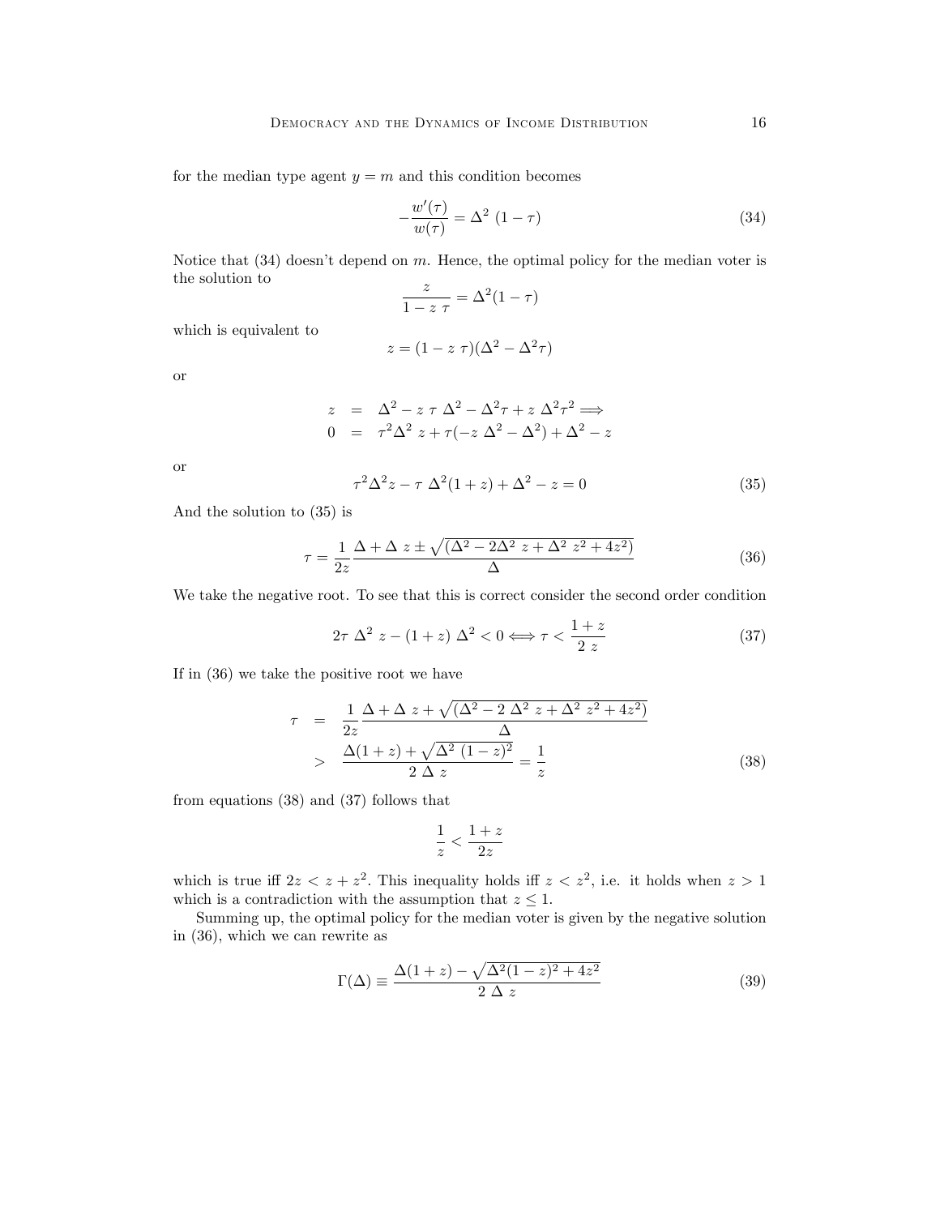for the median type agent $y = m$ and this condition becomes

$$-\frac{w'(\tau)}{w(\tau)} = \Delta^2 \ (1 - \tau) \tag{34}$$

Notice that (34) doesn't depend on $m$. Hence, the optimal policy for the median voter is the solution to

$$\frac{z}{1 - z \ \tau} = \Delta^2(1 - \tau)$$

which is equivalent to

$$z = (1 - z \ \tau)(\Delta^2 - \Delta^2 \tau)$$

or

$$\begin{aligned} z &= \Delta^2 - z \ \tau \ \Delta^2 - \Delta^2 \tau + z \ \Delta^2 \tau^2 \Longrightarrow \\ 0 &= \tau^2 \Delta^2 \ z + \tau(-z \ \Delta^2 - \Delta^2) + \Delta^2 - z \end{aligned}$$

or

$$\tau^2 \Delta^2 z - \tau \ \Delta^2(1 + z) + \Delta^2 - z = 0 \tag{35}$$

And the solution to (35) is

$$\tau = \frac{1}{2z} \frac{\Delta + \Delta \ z \pm \sqrt{(\Delta^2 - 2\Delta^2 \ z + \Delta^2 \ z^2 + 4z^2)}}{\Delta} \tag{36}$$

We take the negative root. To see that this is correct consider the second order condition

$$2\tau \ \Delta^2 \ z - (1 + z) \ \Delta^2 < 0 \Longleftrightarrow \tau < \frac{1 + z}{2 \ z} \tag{37}$$

If in (36) we take the positive root we have

$$\begin{aligned} \tau &= \frac{1}{2z} \frac{\Delta + \Delta \ z + \sqrt{(\Delta^2 - 2 \ \Delta^2 \ z + \Delta^2 \ z^2 + 4z^2)}}{\Delta} \\ &> \frac{\Delta(1 + z) + \sqrt{\Delta^2 \ (1 - z)^2}}{2 \ \Delta \ z} = \frac{1}{z} \end{aligned} \tag{38}$$

from equations (38) and (37) follows that

$$\frac{1}{z} < \frac{1 + z}{2z}$$

which is true iff $2z < z + z^2$. This inequality holds iff $z < z^2$, i.e. it holds when $z > 1$ which is a contradiction with the assumption that $z \leq 1$.

Summing up, the optimal policy for the median voter is given by the negative solution in (36), which we can rewrite as

$$\Gamma(\Delta) \equiv \frac{\Delta(1 + z) - \sqrt{\Delta^2(1 - z)^2 + 4z^2}}{2 \ \Delta \ z} \tag{39}$$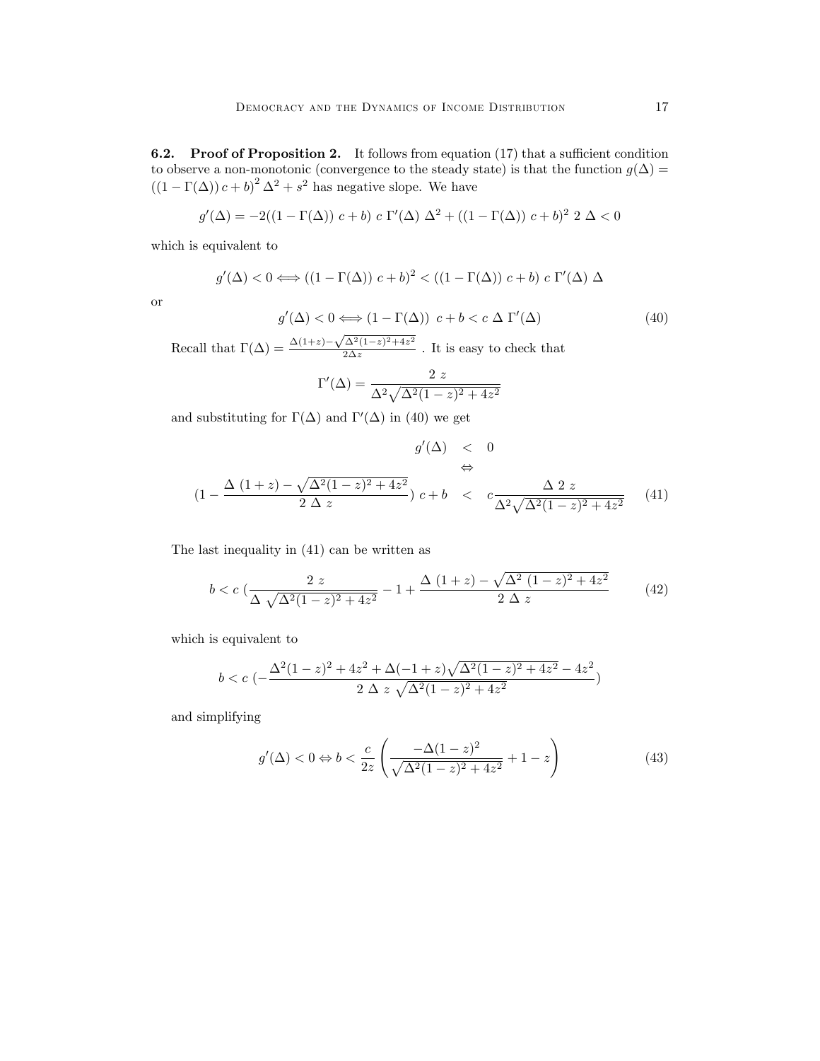**6.2. Proof of Proposition 2.** It follows from equation (17) that a sufficient condition to observe a non-monotonic (convergence to the steady state) is that the function $g(\Delta) = ((1-\Gamma(\Delta))\, c + b)^2\, \Delta^2 + s^2$ has negative slope. We have

$$g'(\Delta) = -2((1-\Gamma(\Delta))\ c + b)\ c\ \Gamma'(\Delta)\ \Delta^2 + ((1-\Gamma(\Delta))\ c + b)^2\ 2\ \Delta < 0$$

which is equivalent to

$$g'(\Delta) < 0 \Longleftrightarrow ((1-\Gamma(\Delta))\ c + b)^2 < ((1-\Gamma(\Delta))\ c + b)\ c\ \Gamma'(\Delta)\ \Delta$$

or

$$g'(\Delta) < 0 \Longleftrightarrow (1-\Gamma(\Delta))\ \ c + b < c\ \Delta\ \Gamma'(\Delta) \tag{40}$$

Recall that $\Gamma(\Delta) = \frac{\Delta(1+z) - \sqrt{\Delta^2(1-z)^2 + 4z^2}}{2\Delta z}$ . It is easy to check that

$$\Gamma'(\Delta) = \frac{2\ z}{\Delta^2 \sqrt{\Delta^2(1-z)^2 + 4z^2}}$$

and substituting for $\Gamma(\Delta)$ and $\Gamma'(\Delta)$ in (40) we get

$$\begin{array}{rcl} g'(\Delta) & < & 0 \\ & \Leftrightarrow & \\ (1 - \dfrac{\Delta\ (1+z) - \sqrt{\Delta^2(1-z)^2 + 4z^2}}{2\ \Delta\ z})\ c + b & < & c \dfrac{\Delta\ 2\ z}{\Delta^2 \sqrt{\Delta^2(1-z)^2 + 4z^2}} \end{array} \tag{41}$$

The last inequality in (41) can be written as

$$b < c\ (\frac{2\ z}{\Delta\ \sqrt{\Delta^2(1-z)^2 + 4z^2}} - 1 + \frac{\Delta\ (1+z) - \sqrt{\Delta^2\ (1-z)^2 + 4z^2}}{2\ \Delta\ z} \tag{42}$$

which is equivalent to

$$b < c\ (-\frac{\Delta^2(1-z)^2 + 4z^2 + \Delta(-1+z)\sqrt{\Delta^2(1-z)^2 + 4z^2} - 4z^2}{2\ \Delta\ z\ \sqrt{\Delta^2(1-z)^2 + 4z^2}})$$

and simplifying

$$g'(\Delta) < 0 \Leftrightarrow b < \frac{c}{2z} \left( \frac{-\Delta(1-z)^2}{\sqrt{\Delta^2(1-z)^2 + 4z^2}} + 1 - z \right) \tag{43}$$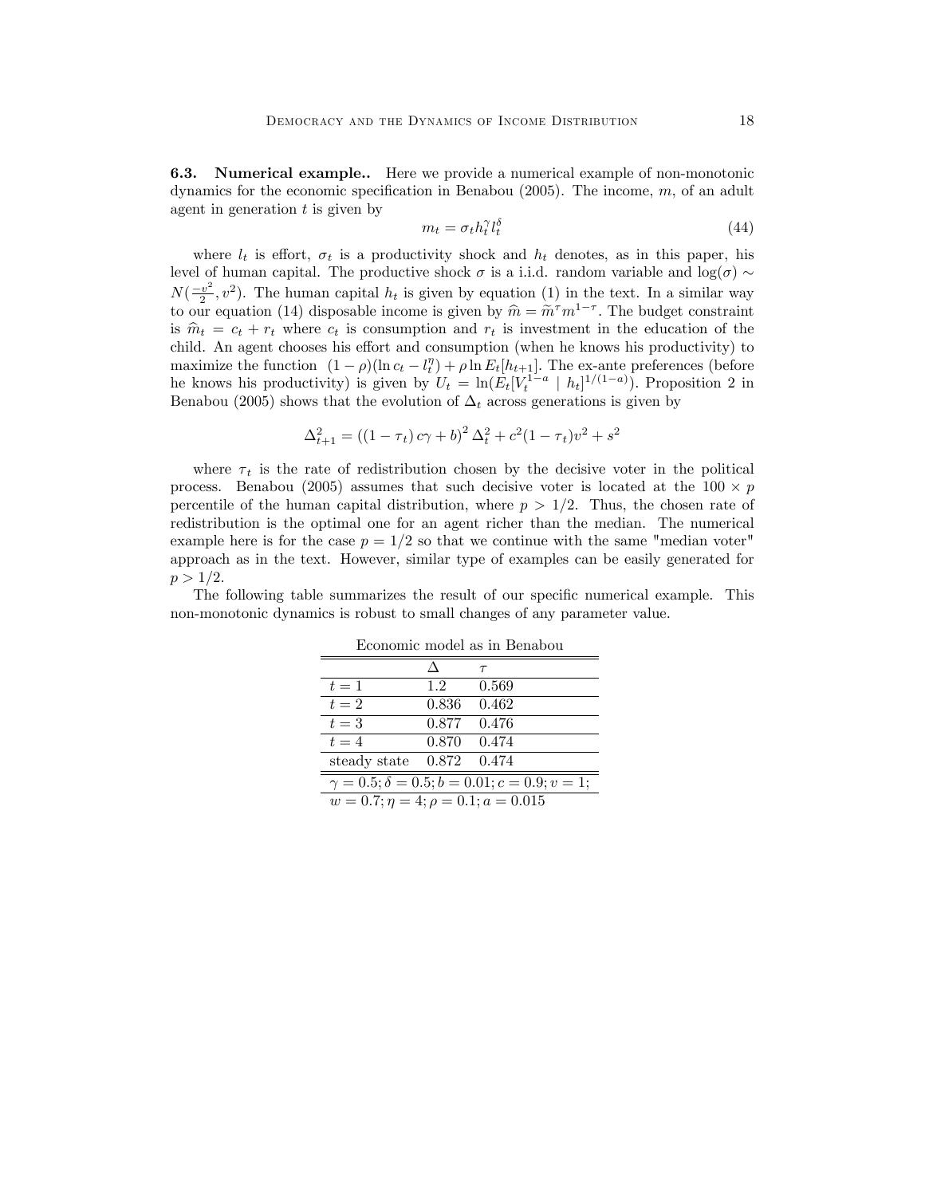### 6.3. Numerical example..

Here we provide a numerical example of non-monotonic dynamics for the economic specification in Benabou (2005). The income, $m$, of an adult agent in generation $t$ is given by

$$m_t = \sigma_t h_t^{\gamma} l_t^{\delta} \tag{44}$$

where $l_t$ is effort, $\sigma_t$ is a productivity shock and $h_t$ denotes, as in this paper, his level of human capital. The productive shock $\sigma$ is a i.i.d. random variable and $\log(\sigma) \sim N(\frac{-v^2}{2}, v^2)$. The human capital $h_t$ is given by equation (1) in the text. In a similar way to our equation (14) disposable income is given by $\widehat{m} = \widetilde{m}^{\tau} m^{1-\tau}$. The budget constraint is $\widehat{m}_t = c_t + r_t$ where $c_t$ is consumption and $r_t$ is investment in the education of the child. An agent chooses his effort and consumption (when he knows his productivity) to maximize the function $(1-\rho)(\ln c_t - l_t^{\eta}) + \rho \ln E_t[h_{t+1}]$. The ex-ante preferences (before he knows his productivity) is given by $U_t = \ln(E_t[V_t^{1-a} \mid h_t]^{1/(1-a)})$. Proposition 2 in Benabou (2005) shows that the evolution of $\Delta_t$ across generations is given by

$$\Delta_{t+1}^2 = \left((1-\tau_t)\, c\gamma + b\right)^2 \Delta_t^2 + c^2(1-\tau_t)v^2 + s^2$$

where $\tau_t$ is the rate of redistribution chosen by the decisive voter in the political process. Benabou (2005) assumes that such decisive voter is located at the $100 \times p$ percentile of the human capital distribution, where $p > 1/2$. Thus, the chosen rate of redistribution is the optimal one for an agent richer than the median. The numerical example here is for the case $p = 1/2$ so that we continue with the same "median voter" approach as in the text. However, similar type of examples can be easily generated for $p > 1/2$.

The following table summarizes the result of our specific numerical example. This non-monotonic dynamics is robust to small changes of any parameter value.

Economic model as in Benabou

| | $\Delta$ | $\tau$ |
|---|---|---|
| $t = 1$ | 1.2 | 0.569 |
| $t = 2$ | 0.836 | 0.462 |
| $t = 3$ | 0.877 | 0.476 |
| $t = 4$ | 0.870 | 0.474 |
| steady state | 0.872 | 0.474 |

$\gamma = 0.5; \delta = 0.5; b = 0.01; c = 0.9; v = 1;$
$w = 0.7; \eta = 4; \rho = 0.1; a = 0.015$